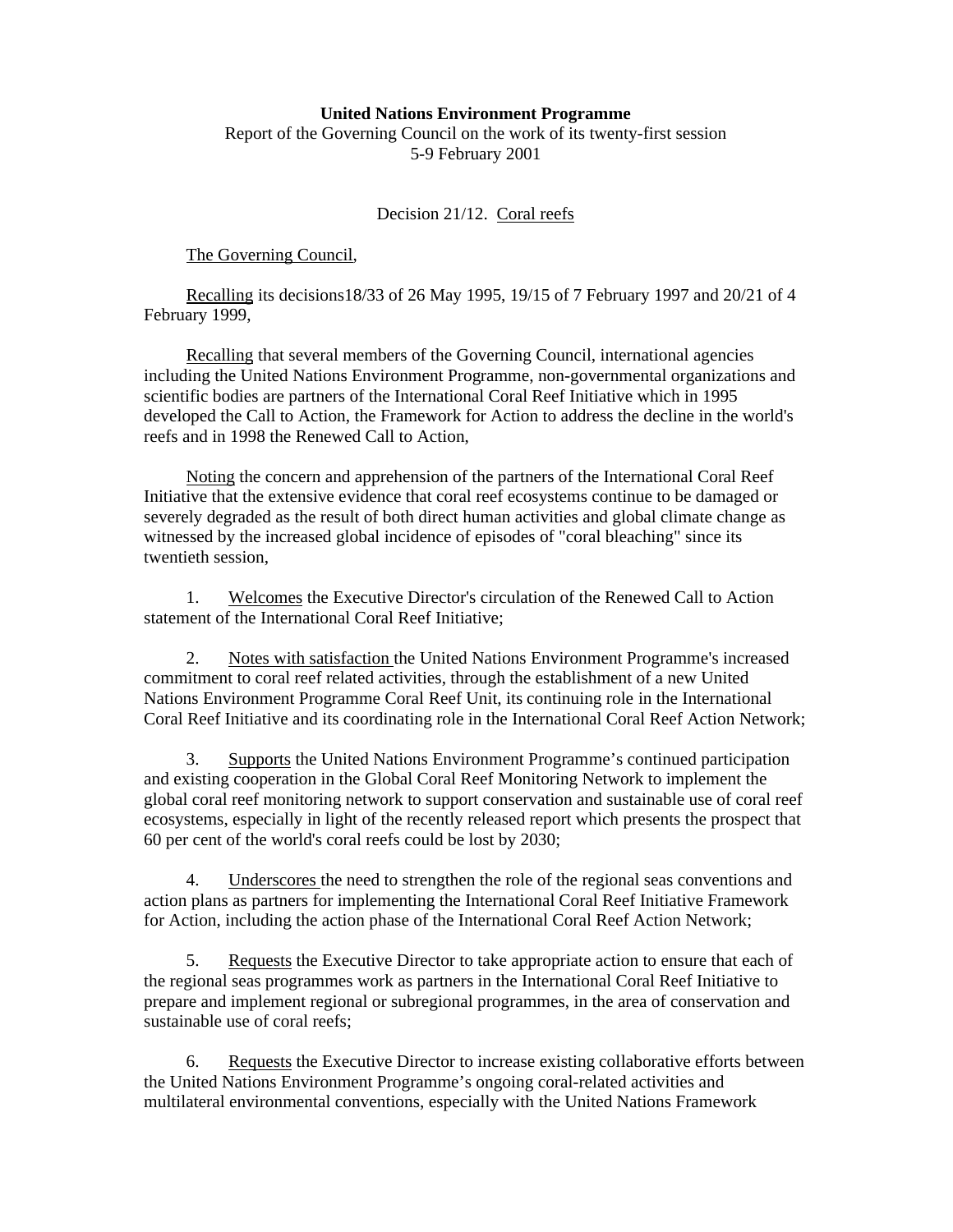**United Nations Environment Programme**

Report of the Governing Council on the work of its twenty-first session

5-9 February 2001

Decision 21/12. Coral reefs

The Governing Council,

Recalling its decisions18/33 of 26 May 1995, 19/15 of 7 February 1997 and 20/21 of 4 February 1999,

Recalling that several members of the Governing Council, international agencies including the United Nations Environment Programme, non-governmental organizations and scientific bodies are partners of the International Coral Reef Initiative which in 1995 developed the Call to Action, the Framework for Action to address the decline in the world's reefs and in 1998 the Renewed Call to Action,

Noting the concern and apprehension of the partners of the International Coral Reef Initiative that the extensive evidence that coral reef ecosystems continue to be damaged or severely degraded as the result of both direct human activities and global climate change as witnessed by the increased global incidence of episodes of "coral bleaching" since its twentieth session,

1. Welcomes the Executive Director's circulation of the Renewed Call to Action statement of the International Coral Reef Initiative;

2. Notes with satisfaction the United Nations Environment Programme's increased commitment to coral reef related activities, through the establishment of a new United Nations Environment Programme Coral Reef Unit, its continuing role in the International Coral Reef Initiative and its coordinating role in the International Coral Reef Action Network;

3. Supports the United Nations Environment Programme's continued participation and existing cooperation in the Global Coral Reef Monitoring Network to implement the global coral reef monitoring network to support conservation and sustainable use of coral reef ecosystems, especially in light of the recently released report which presents the prospect that 60 per cent of the world's coral reefs could be lost by 2030;

4. Underscores the need to strengthen the role of the regional seas conventions and action plans as partners for implementing the International Coral Reef Initiative Framework for Action, including the action phase of the International Coral Reef Action Network;

5. Requests the Executive Director to take appropriate action to ensure that each of the regional seas programmes work as partners in the International Coral Reef Initiative to prepare and implement regional or subregional programmes, in the area of conservation and sustainable use of coral reefs;

6. Requests the Executive Director to increase existing collaborative efforts between the United Nations Environment Programme's ongoing coral-related activities and multilateral environmental conventions, especially with the United Nations Framework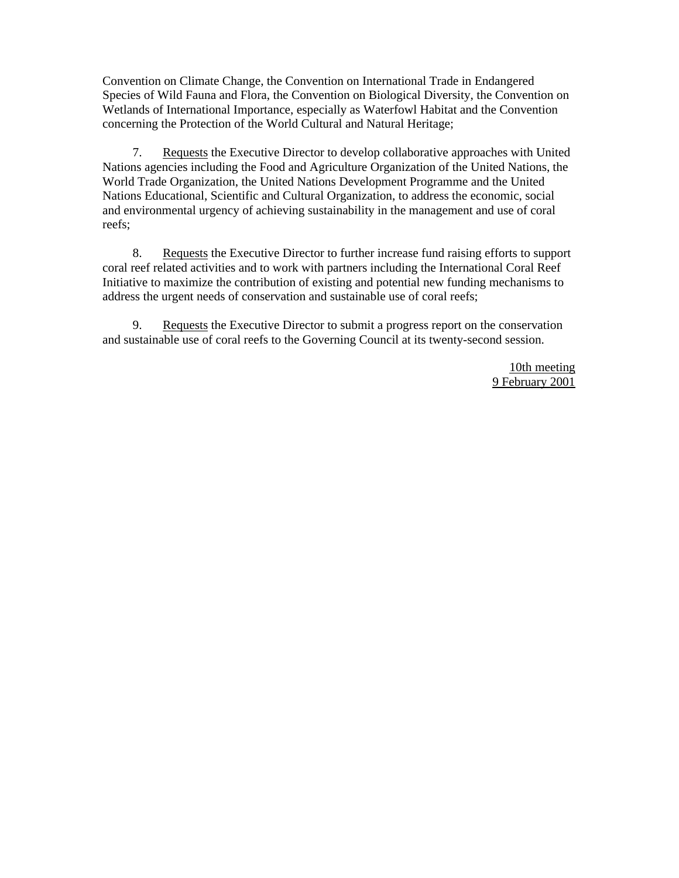Convention on Climate Change, the Convention on International Trade in Endangered Species of Wild Fauna and Flora, the Convention on Biological Diversity, the Convention on Wetlands of International Importance, especially as Waterfowl Habitat and the Convention concerning the Protection of the World Cultural and Natural Heritage;

7. Requests the Executive Director to develop collaborative approaches with United Nations agencies including the Food and Agriculture Organization of the United Nations, the World Trade Organization, the United Nations Development Programme and the United Nations Educational, Scientific and Cultural Organization, to address the economic, social and environmental urgency of achieving sustainability in the management and use of coral reefs;

8. Requests the Executive Director to further increase fund raising efforts to support coral reef related activities and to work with partners including the International Coral Reef Initiative to maximize the contribution of existing and potential new funding mechanisms to address the urgent needs of conservation and sustainable use of coral reefs;

9. Requests the Executive Director to submit a progress report on the conservation and sustainable use of coral reefs to the Governing Council at its twenty-second session.

10th meeting
9 February 2001